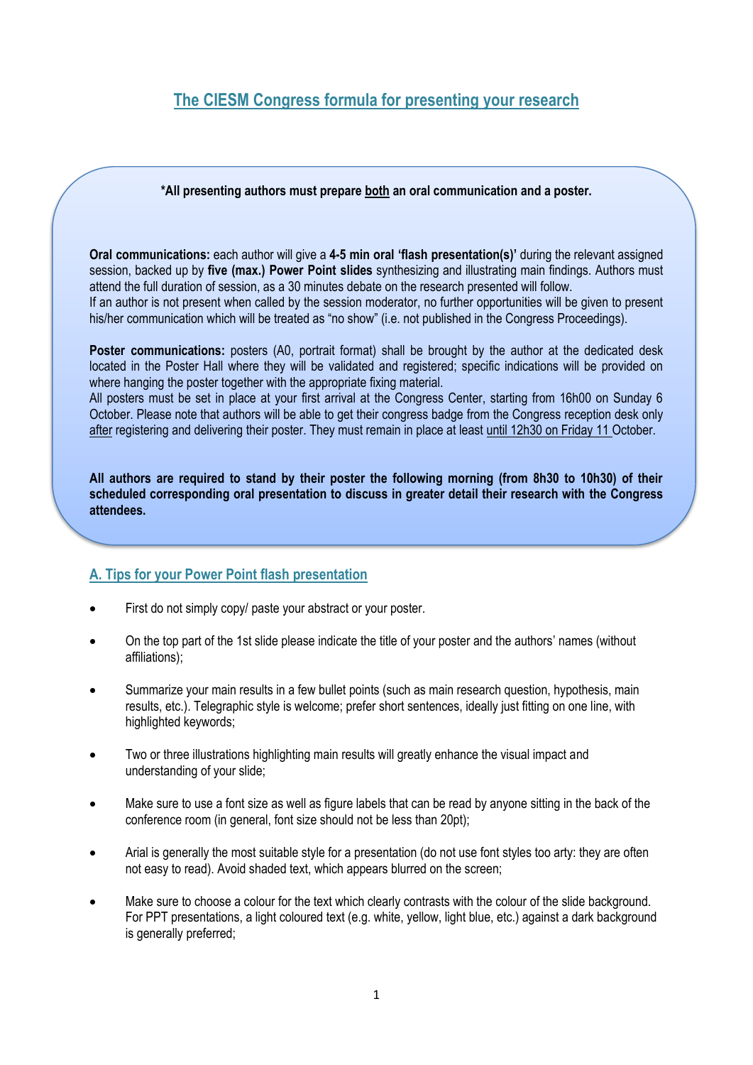# The CIESM Congress formula for presenting your research

**\*All presenting authors must prepare both an oral communication and a poster.**

**Oral communications:** each author will give a **4-5 min oral 'flash presentation(s)'** during the relevant assigned session, backed up by **five (max.) Power Point slides** synthesizing and illustrating main findings. Authors must attend the full duration of session, as a 30 minutes debate on the research presented will follow.
If an author is not present when called by the session moderator, no further opportunities will be given to present his/her communication which will be treated as "no show" (i.e. not published in the Congress Proceedings).

**Poster communications:** posters (A0, portrait format) shall be brought by the author at the dedicated desk located in the Poster Hall where they will be validated and registered; specific indications will be provided on where hanging the poster together with the appropriate fixing material.
All posters must be set in place at your first arrival at the Congress Center, starting from 16h00 on Sunday 6 October. Please note that authors will be able to get their congress badge from the Congress reception desk only after registering and delivering their poster. They must remain in place at least until 12h30 on Friday 11 October.

**All authors are required to stand by their poster the following morning (from 8h30 to 10h30) of their scheduled corresponding oral presentation to discuss in greater detail their research with the Congress attendees.**

## A. Tips for your Power Point flash presentation

- First do not simply copy/ paste your abstract or your poster.
- On the top part of the 1st slide please indicate the title of your poster and the authors' names (without affiliations);
- Summarize your main results in a few bullet points (such as main research question, hypothesis, main results, etc.). Telegraphic style is welcome; prefer short sentences, ideally just fitting on one line, with highlighted keywords;
- Two or three illustrations highlighting main results will greatly enhance the visual impact and understanding of your slide;
- Make sure to use a font size as well as figure labels that can be read by anyone sitting in the back of the conference room (in general, font size should not be less than 20pt);
- Arial is generally the most suitable style for a presentation (do not use font styles too arty: they are often not easy to read). Avoid shaded text, which appears blurred on the screen;
- Make sure to choose a colour for the text which clearly contrasts with the colour of the slide background. For PPT presentations, a light coloured text (e.g. white, yellow, light blue, etc.) against a dark background is generally preferred;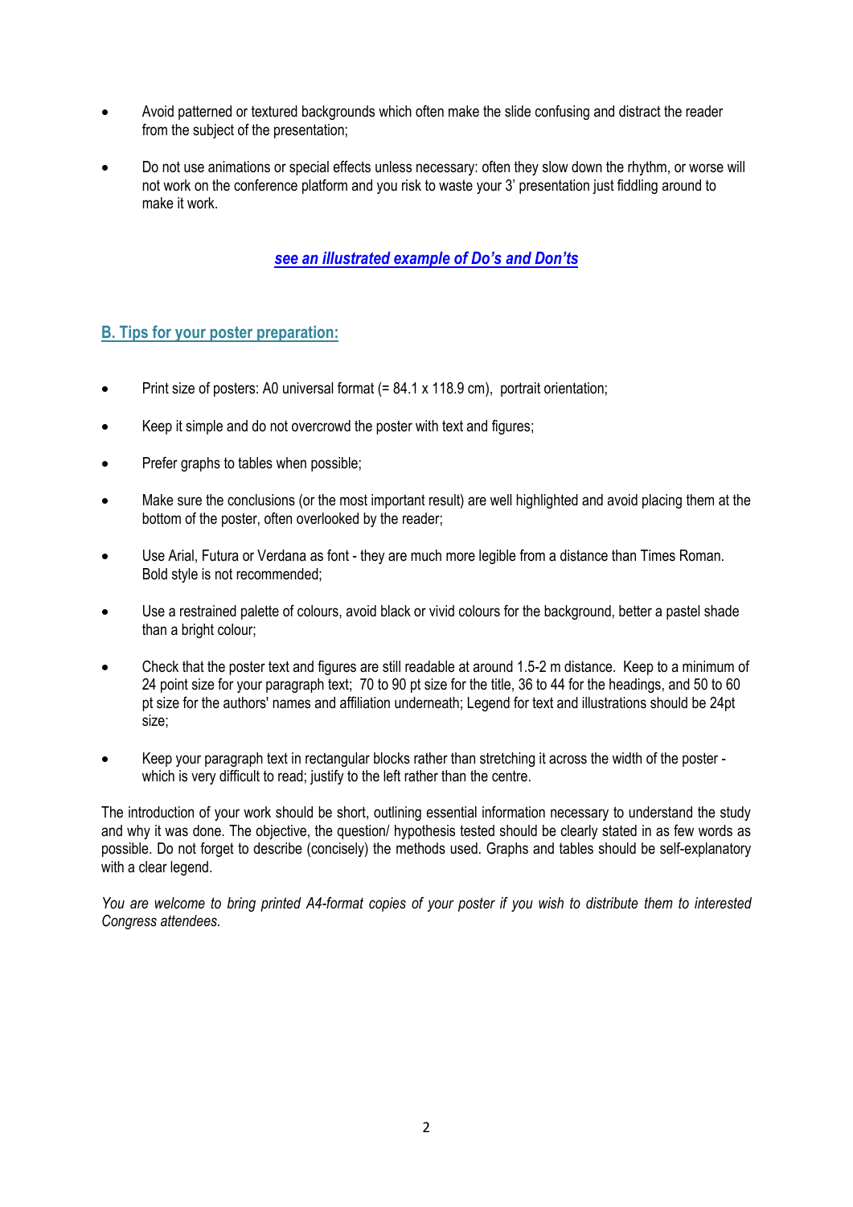- Avoid patterned or textured backgrounds which often make the slide confusing and distract the reader from the subject of the presentation;

- Do not use animations or special effects unless necessary: often they slow down the rhythm, or worse will not work on the conference platform and you risk to waste your 3' presentation just fiddling around to make it work.

***see an illustrated example of Do's and Don'ts***

## B. Tips for your poster preparation:

- Print size of posters: A0 universal format (= 84.1 x 118.9 cm), portrait orientation;

- Keep it simple and do not overcrowd the poster with text and figures;

- Prefer graphs to tables when possible;

- Make sure the conclusions (or the most important result) are well highlighted and avoid placing them at the bottom of the poster, often overlooked by the reader;

- Use Arial, Futura or Verdana as font - they are much more legible from a distance than Times Roman. Bold style is not recommended;

- Use a restrained palette of colours, avoid black or vivid colours for the background, better a pastel shade than a bright colour;

- Check that the poster text and figures are still readable at around 1.5-2 m distance. Keep to a minimum of 24 point size for your paragraph text; 70 to 90 pt size for the title, 36 to 44 for the headings, and 50 to 60 pt size for the authors' names and affiliation underneath; Legend for text and illustrations should be 24pt size;

- Keep your paragraph text in rectangular blocks rather than stretching it across the width of the poster - which is very difficult to read; justify to the left rather than the centre.

The introduction of your work should be short, outlining essential information necessary to understand the study and why it was done. The objective, the question/ hypothesis tested should be clearly stated in as few words as possible. Do not forget to describe (concisely) the methods used. Graphs and tables should be self-explanatory with a clear legend.

*You are welcome to bring printed A4-format copies of your poster if you wish to distribute them to interested Congress attendees.*